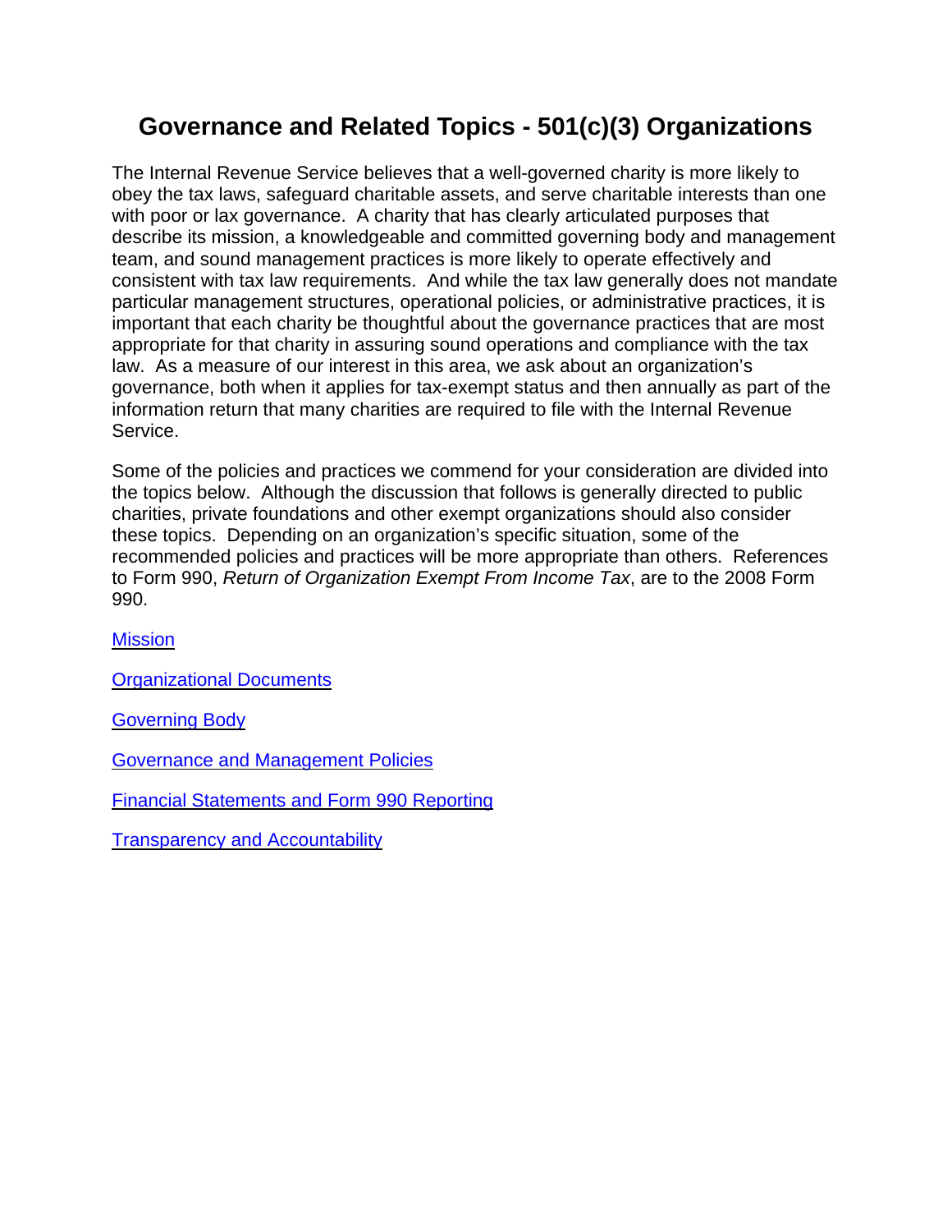# Governance and Related Topics - 501(c)(3) Organizations

The Internal Revenue Service believes that a well-governed charity is more likely to obey the tax laws, safeguard charitable assets, and serve charitable interests than one with poor or lax governance. A charity that has clearly articulated purposes that describe its mission, a knowledgeable and committed governing body and management team, and sound management practices is more likely to operate effectively and consistent with tax law requirements. And while the tax law generally does not mandate particular management structures, operational policies, or administrative practices, it is important that each charity be thoughtful about the governance practices that are most appropriate for that charity in assuring sound operations and compliance with the tax law. As a measure of our interest in this area, we ask about an organization's governance, both when it applies for tax-exempt status and then annually as part of the information return that many charities are required to file with the Internal Revenue Service.

Some of the policies and practices we commend for your consideration are divided into the topics below. Although the discussion that follows is generally directed to public charities, private foundations and other exempt organizations should also consider these topics. Depending on an organization's specific situation, some of the recommended policies and practices will be more appropriate than others. References to Form 990, *Return of Organization Exempt From Income Tax*, are to the 2008 Form 990.

Mission

Organizational Documents

Governing Body

Governance and Management Policies

Financial Statements and Form 990 Reporting

Transparency and Accountability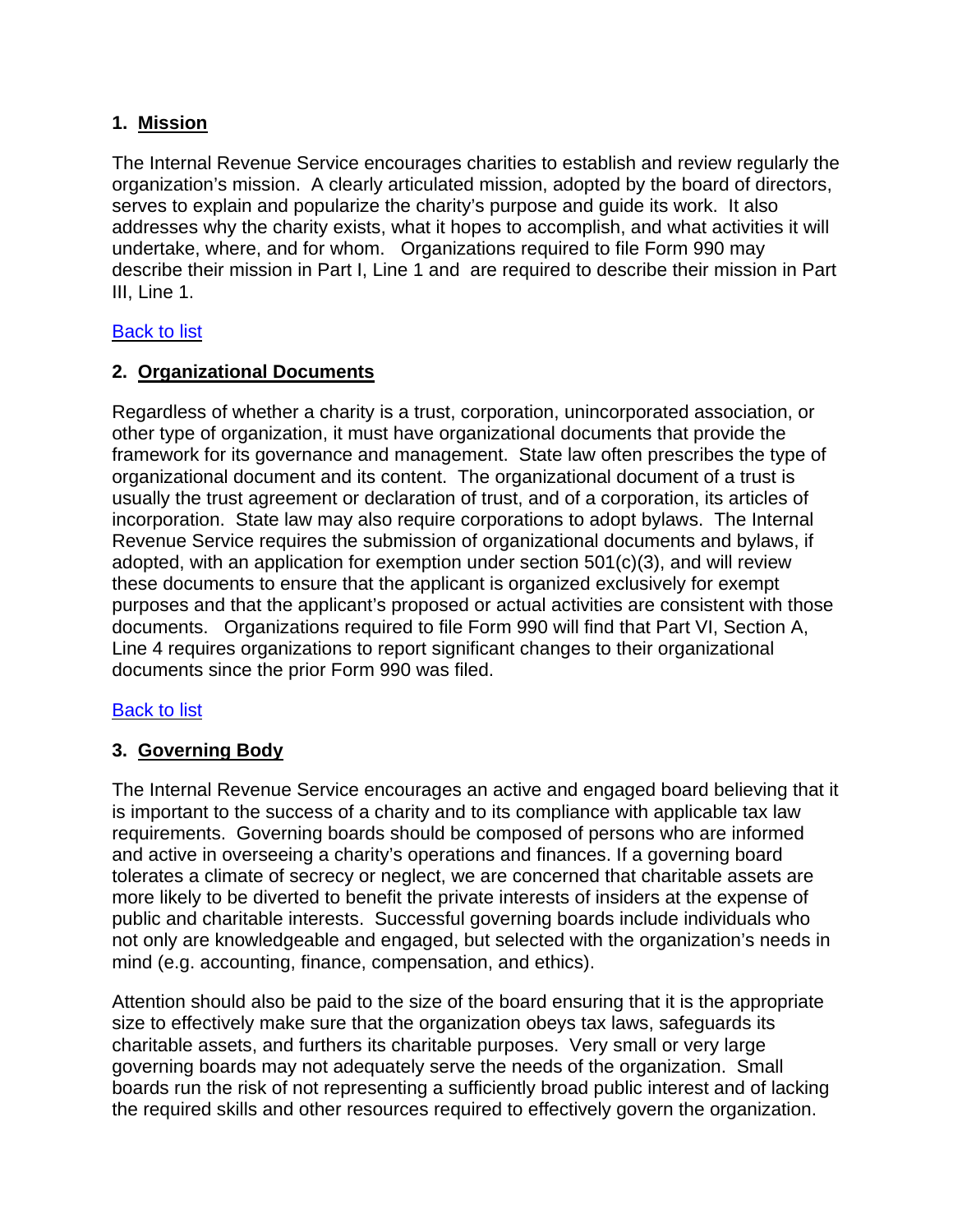## 1. Mission

The Internal Revenue Service encourages charities to establish and review regularly the organization's mission. A clearly articulated mission, adopted by the board of directors, serves to explain and popularize the charity's purpose and guide its work. It also addresses why the charity exists, what it hopes to accomplish, and what activities it will undertake, where, and for whom. Organizations required to file Form 990 may describe their mission in Part I, Line 1 and are required to describe their mission in Part III, Line 1.

Back to list

## 2. Organizational Documents

Regardless of whether a charity is a trust, corporation, unincorporated association, or other type of organization, it must have organizational documents that provide the framework for its governance and management. State law often prescribes the type of organizational document and its content. The organizational document of a trust is usually the trust agreement or declaration of trust, and of a corporation, its articles of incorporation. State law may also require corporations to adopt bylaws. The Internal Revenue Service requires the submission of organizational documents and bylaws, if adopted, with an application for exemption under section 501(c)(3), and will review these documents to ensure that the applicant is organized exclusively for exempt purposes and that the applicant's proposed or actual activities are consistent with those documents. Organizations required to file Form 990 will find that Part VI, Section A, Line 4 requires organizations to report significant changes to their organizational documents since the prior Form 990 was filed.

Back to list

## 3. Governing Body

The Internal Revenue Service encourages an active and engaged board believing that it is important to the success of a charity and to its compliance with applicable tax law requirements. Governing boards should be composed of persons who are informed and active in overseeing a charity's operations and finances. If a governing board tolerates a climate of secrecy or neglect, we are concerned that charitable assets are more likely to be diverted to benefit the private interests of insiders at the expense of public and charitable interests. Successful governing boards include individuals who not only are knowledgeable and engaged, but selected with the organization's needs in mind (e.g. accounting, finance, compensation, and ethics).

Attention should also be paid to the size of the board ensuring that it is the appropriate size to effectively make sure that the organization obeys tax laws, safeguards its charitable assets, and furthers its charitable purposes. Very small or very large governing boards may not adequately serve the needs of the organization. Small boards run the risk of not representing a sufficiently broad public interest and of lacking the required skills and other resources required to effectively govern the organization.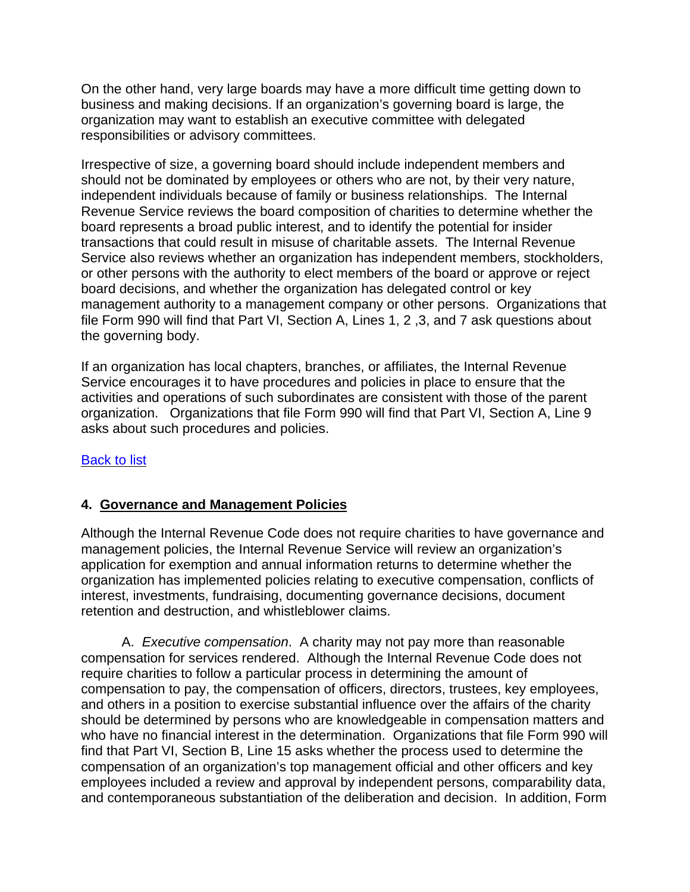On the other hand, very large boards may have a more difficult time getting down to business and making decisions. If an organization's governing board is large, the organization may want to establish an executive committee with delegated responsibilities or advisory committees.

Irrespective of size, a governing board should include independent members and should not be dominated by employees or others who are not, by their very nature, independent individuals because of family or business relationships. The Internal Revenue Service reviews the board composition of charities to determine whether the board represents a broad public interest, and to identify the potential for insider transactions that could result in misuse of charitable assets. The Internal Revenue Service also reviews whether an organization has independent members, stockholders, or other persons with the authority to elect members of the board or approve or reject board decisions, and whether the organization has delegated control or key management authority to a management company or other persons. Organizations that file Form 990 will find that Part VI, Section A, Lines 1, 2 ,3, and 7 ask questions about the governing body.

If an organization has local chapters, branches, or affiliates, the Internal Revenue Service encourages it to have procedures and policies in place to ensure that the activities and operations of such subordinates are consistent with those of the parent organization. Organizations that file Form 990 will find that Part VI, Section A, Line 9 asks about such procedures and policies.

Back to list

## 4. Governance and Management Policies

Although the Internal Revenue Code does not require charities to have governance and management policies, the Internal Revenue Service will review an organization's application for exemption and annual information returns to determine whether the organization has implemented policies relating to executive compensation, conflicts of interest, investments, fundraising, documenting governance decisions, document retention and destruction, and whistleblower claims.

A. *Executive compensation*. A charity may not pay more than reasonable compensation for services rendered. Although the Internal Revenue Code does not require charities to follow a particular process in determining the amount of compensation to pay, the compensation of officers, directors, trustees, key employees, and others in a position to exercise substantial influence over the affairs of the charity should be determined by persons who are knowledgeable in compensation matters and who have no financial interest in the determination. Organizations that file Form 990 will find that Part VI, Section B, Line 15 asks whether the process used to determine the compensation of an organization's top management official and other officers and key employees included a review and approval by independent persons, comparability data, and contemporaneous substantiation of the deliberation and decision. In addition, Form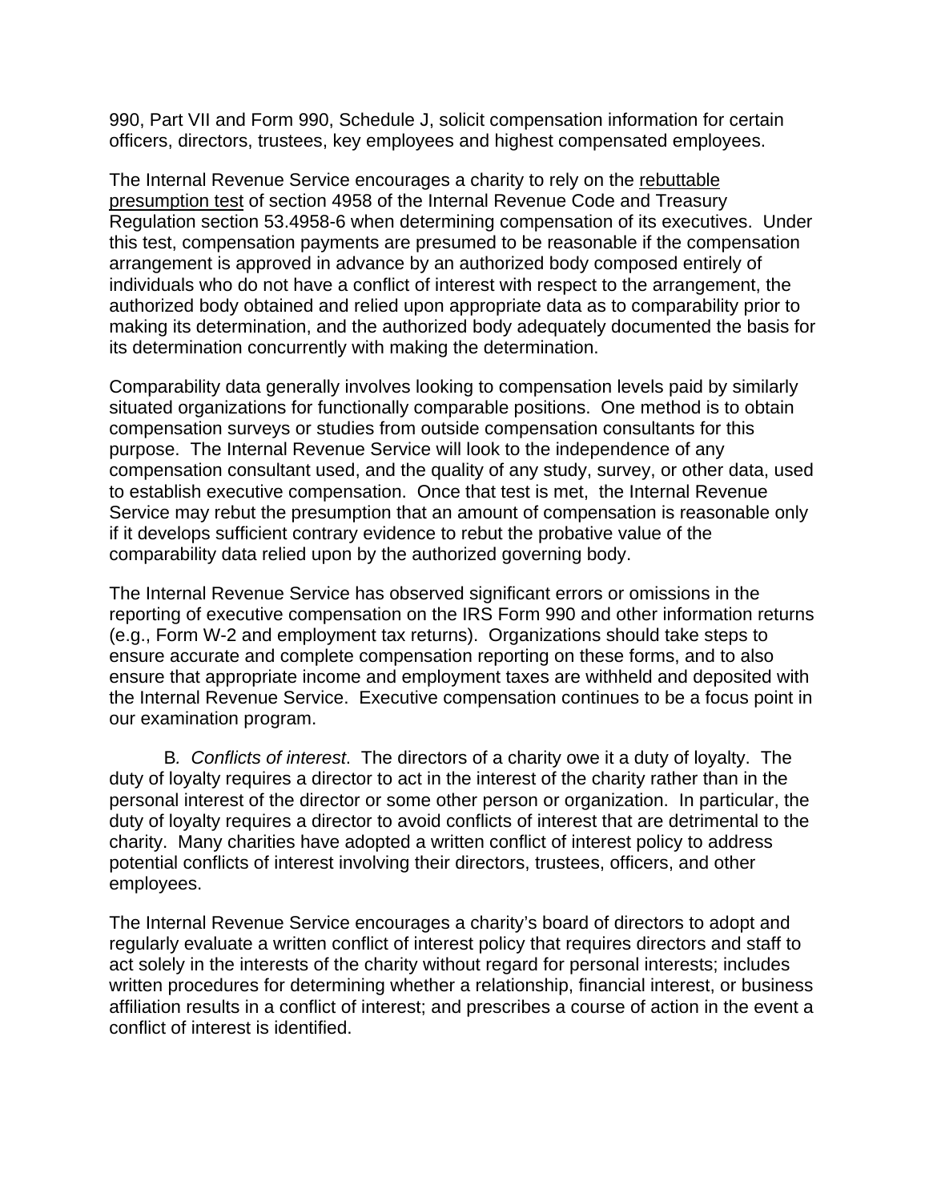990, Part VII and Form 990, Schedule J, solicit compensation information for certain officers, directors, trustees, key employees and highest compensated employees.

The Internal Revenue Service encourages a charity to rely on the rebuttable presumption test of section 4958 of the Internal Revenue Code and Treasury Regulation section 53.4958-6 when determining compensation of its executives. Under this test, compensation payments are presumed to be reasonable if the compensation arrangement is approved in advance by an authorized body composed entirely of individuals who do not have a conflict of interest with respect to the arrangement, the authorized body obtained and relied upon appropriate data as to comparability prior to making its determination, and the authorized body adequately documented the basis for its determination concurrently with making the determination.

Comparability data generally involves looking to compensation levels paid by similarly situated organizations for functionally comparable positions. One method is to obtain compensation surveys or studies from outside compensation consultants for this purpose. The Internal Revenue Service will look to the independence of any compensation consultant used, and the quality of any study, survey, or other data, used to establish executive compensation. Once that test is met, the Internal Revenue Service may rebut the presumption that an amount of compensation is reasonable only if it develops sufficient contrary evidence to rebut the probative value of the comparability data relied upon by the authorized governing body.

The Internal Revenue Service has observed significant errors or omissions in the reporting of executive compensation on the IRS Form 990 and other information returns (e.g., Form W-2 and employment tax returns). Organizations should take steps to ensure accurate and complete compensation reporting on these forms, and to also ensure that appropriate income and employment taxes are withheld and deposited with the Internal Revenue Service. Executive compensation continues to be a focus point in our examination program.

B. *Conflicts of interest*. The directors of a charity owe it a duty of loyalty. The duty of loyalty requires a director to act in the interest of the charity rather than in the personal interest of the director or some other person or organization. In particular, the duty of loyalty requires a director to avoid conflicts of interest that are detrimental to the charity. Many charities have adopted a written conflict of interest policy to address potential conflicts of interest involving their directors, trustees, officers, and other employees.

The Internal Revenue Service encourages a charity's board of directors to adopt and regularly evaluate a written conflict of interest policy that requires directors and staff to act solely in the interests of the charity without regard for personal interests; includes written procedures for determining whether a relationship, financial interest, or business affiliation results in a conflict of interest; and prescribes a course of action in the event a conflict of interest is identified.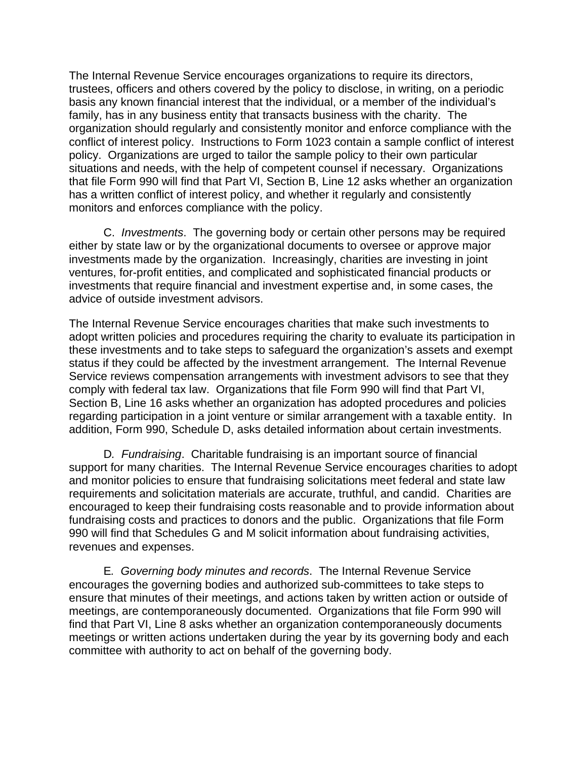The Internal Revenue Service encourages organizations to require its directors, trustees, officers and others covered by the policy to disclose, in writing, on a periodic basis any known financial interest that the individual, or a member of the individual's family, has in any business entity that transacts business with the charity. The organization should regularly and consistently monitor and enforce compliance with the conflict of interest policy. Instructions to Form 1023 contain a sample conflict of interest policy. Organizations are urged to tailor the sample policy to their own particular situations and needs, with the help of competent counsel if necessary. Organizations that file Form 990 will find that Part VI, Section B, Line 12 asks whether an organization has a written conflict of interest policy, and whether it regularly and consistently monitors and enforces compliance with the policy.

C. *Investments*. The governing body or certain other persons may be required either by state law or by the organizational documents to oversee or approve major investments made by the organization. Increasingly, charities are investing in joint ventures, for-profit entities, and complicated and sophisticated financial products or investments that require financial and investment expertise and, in some cases, the advice of outside investment advisors.

The Internal Revenue Service encourages charities that make such investments to adopt written policies and procedures requiring the charity to evaluate its participation in these investments and to take steps to safeguard the organization's assets and exempt status if they could be affected by the investment arrangement. The Internal Revenue Service reviews compensation arrangements with investment advisors to see that they comply with federal tax law. Organizations that file Form 990 will find that Part VI, Section B, Line 16 asks whether an organization has adopted procedures and policies regarding participation in a joint venture or similar arrangement with a taxable entity. In addition, Form 990, Schedule D, asks detailed information about certain investments.

D. *Fundraising*. Charitable fundraising is an important source of financial support for many charities. The Internal Revenue Service encourages charities to adopt and monitor policies to ensure that fundraising solicitations meet federal and state law requirements and solicitation materials are accurate, truthful, and candid. Charities are encouraged to keep their fundraising costs reasonable and to provide information about fundraising costs and practices to donors and the public. Organizations that file Form 990 will find that Schedules G and M solicit information about fundraising activities, revenues and expenses.

E. *Governing body minutes and records*. The Internal Revenue Service encourages the governing bodies and authorized sub-committees to take steps to ensure that minutes of their meetings, and actions taken by written action or outside of meetings, are contemporaneously documented. Organizations that file Form 990 will find that Part VI, Line 8 asks whether an organization contemporaneously documents meetings or written actions undertaken during the year by its governing body and each committee with authority to act on behalf of the governing body.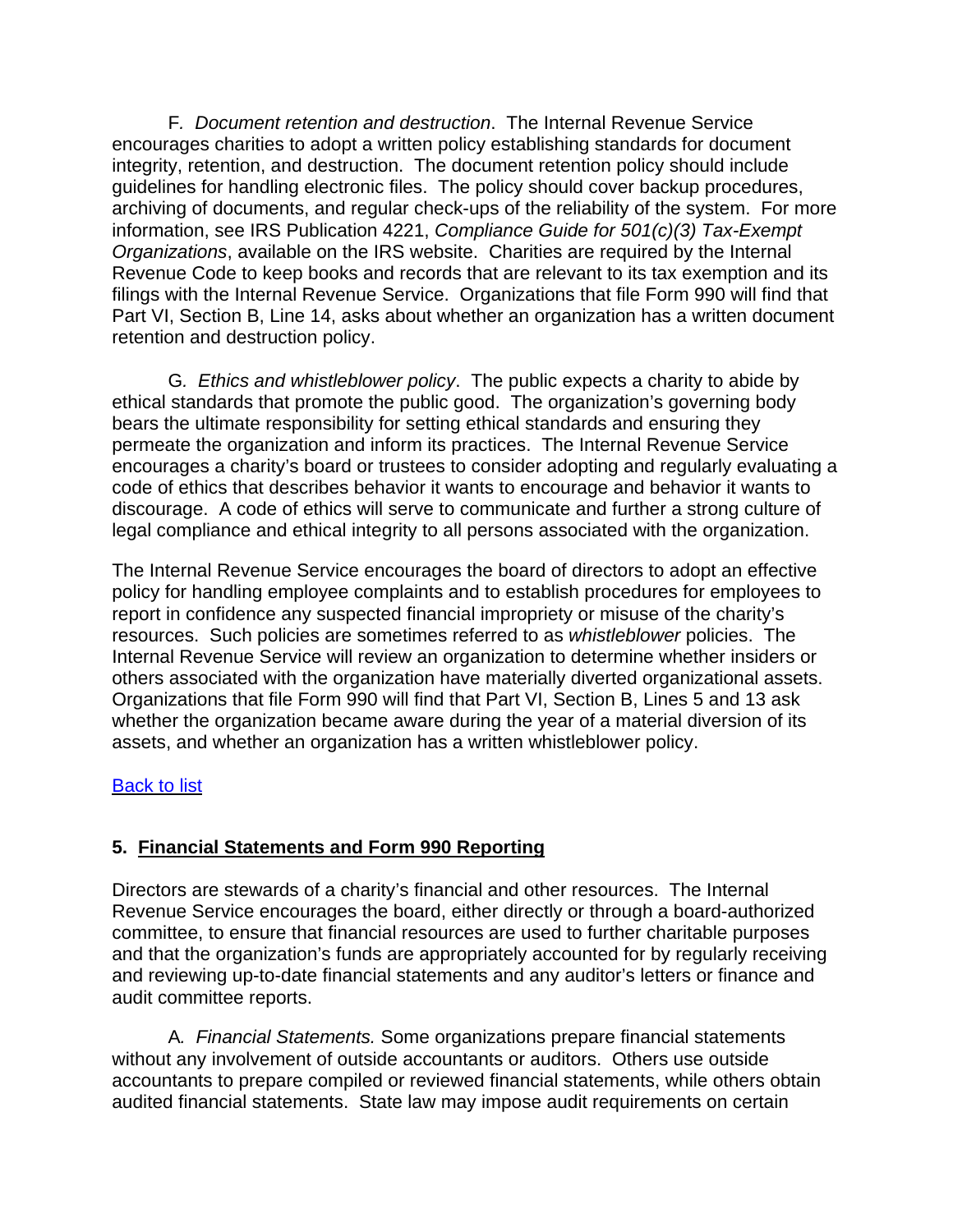F. *Document retention and destruction*. The Internal Revenue Service encourages charities to adopt a written policy establishing standards for document integrity, retention, and destruction. The document retention policy should include guidelines for handling electronic files. The policy should cover backup procedures, archiving of documents, and regular check-ups of the reliability of the system. For more information, see IRS Publication 4221, *Compliance Guide for 501(c)(3) Tax-Exempt Organizations*, available on the IRS website. Charities are required by the Internal Revenue Code to keep books and records that are relevant to its tax exemption and its filings with the Internal Revenue Service. Organizations that file Form 990 will find that Part VI, Section B, Line 14, asks about whether an organization has a written document retention and destruction policy.

G. *Ethics and whistleblower policy*. The public expects a charity to abide by ethical standards that promote the public good. The organization's governing body bears the ultimate responsibility for setting ethical standards and ensuring they permeate the organization and inform its practices. The Internal Revenue Service encourages a charity's board or trustees to consider adopting and regularly evaluating a code of ethics that describes behavior it wants to encourage and behavior it wants to discourage. A code of ethics will serve to communicate and further a strong culture of legal compliance and ethical integrity to all persons associated with the organization.

The Internal Revenue Service encourages the board of directors to adopt an effective policy for handling employee complaints and to establish procedures for employees to report in confidence any suspected financial impropriety or misuse of the charity's resources. Such policies are sometimes referred to as *whistleblower* policies. The Internal Revenue Service will review an organization to determine whether insiders or others associated with the organization have materially diverted organizational assets. Organizations that file Form 990 will find that Part VI, Section B, Lines 5 and 13 ask whether the organization became aware during the year of a material diversion of its assets, and whether an organization has a written whistleblower policy.

[Back to list]

## 5. Financial Statements and Form 990 Reporting

Directors are stewards of a charity's financial and other resources. The Internal Revenue Service encourages the board, either directly or through a board-authorized committee, to ensure that financial resources are used to further charitable purposes and that the organization's funds are appropriately accounted for by regularly receiving and reviewing up-to-date financial statements and any auditor's letters or finance and audit committee reports.

A. *Financial Statements.* Some organizations prepare financial statements without any involvement of outside accountants or auditors. Others use outside accountants to prepare compiled or reviewed financial statements, while others obtain audited financial statements. State law may impose audit requirements on certain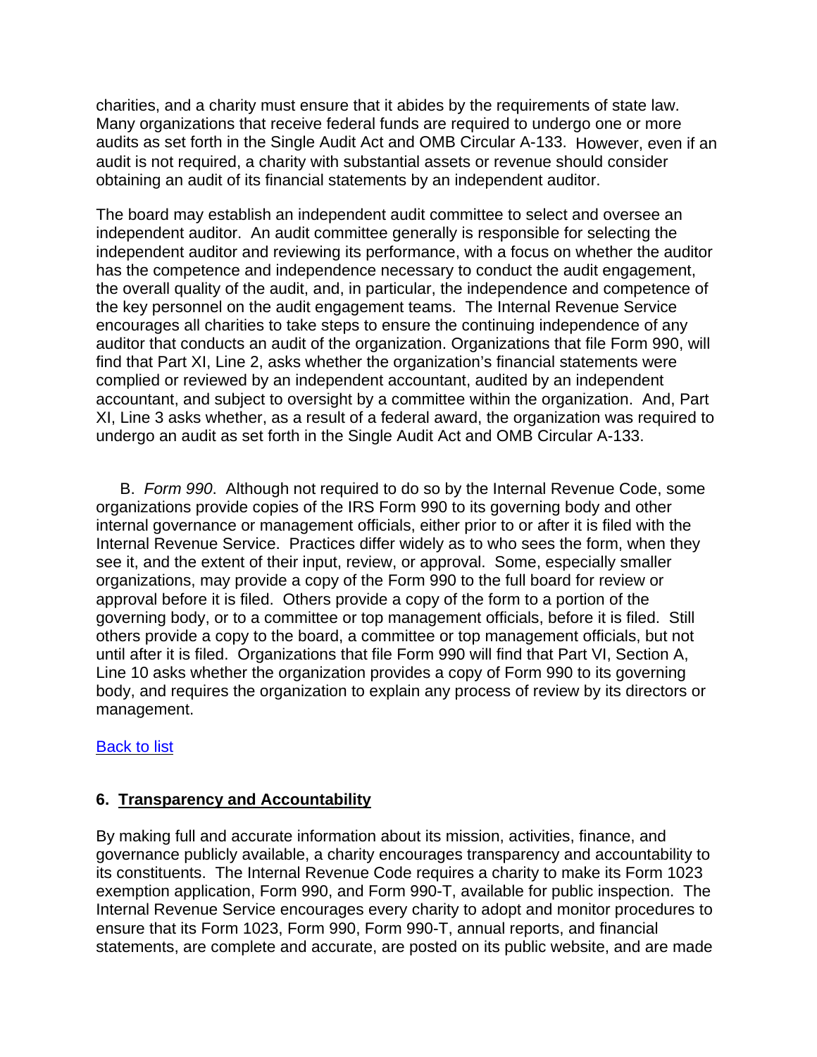charities, and a charity must ensure that it abides by the requirements of state law. Many organizations that receive federal funds are required to undergo one or more audits as set forth in the Single Audit Act and OMB Circular A-133. However, even if an audit is not required, a charity with substantial assets or revenue should consider obtaining an audit of its financial statements by an independent auditor.

The board may establish an independent audit committee to select and oversee an independent auditor. An audit committee generally is responsible for selecting the independent auditor and reviewing its performance, with a focus on whether the auditor has the competence and independence necessary to conduct the audit engagement, the overall quality of the audit, and, in particular, the independence and competence of the key personnel on the audit engagement teams. The Internal Revenue Service encourages all charities to take steps to ensure the continuing independence of any auditor that conducts an audit of the organization. Organizations that file Form 990, will find that Part XI, Line 2, asks whether the organization's financial statements were complied or reviewed by an independent accountant, audited by an independent accountant, and subject to oversight by a committee within the organization. And, Part XI, Line 3 asks whether, as a result of a federal award, the organization was required to undergo an audit as set forth in the Single Audit Act and OMB Circular A-133.

B. *Form 990*. Although not required to do so by the Internal Revenue Code, some organizations provide copies of the IRS Form 990 to its governing body and other internal governance or management officials, either prior to or after it is filed with the Internal Revenue Service. Practices differ widely as to who sees the form, when they see it, and the extent of their input, review, or approval. Some, especially smaller organizations, may provide a copy of the Form 990 to the full board for review or approval before it is filed. Others provide a copy of the form to a portion of the governing body, or to a committee or top management officials, before it is filed. Still others provide a copy to the board, a committee or top management officials, but not until after it is filed. Organizations that file Form 990 will find that Part VI, Section A, Line 10 asks whether the organization provides a copy of Form 990 to its governing body, and requires the organization to explain any process of review by its directors or management.

[Back to list]

## 6. Transparency and Accountability

By making full and accurate information about its mission, activities, finance, and governance publicly available, a charity encourages transparency and accountability to its constituents. The Internal Revenue Code requires a charity to make its Form 1023 exemption application, Form 990, and Form 990-T, available for public inspection. The Internal Revenue Service encourages every charity to adopt and monitor procedures to ensure that its Form 1023, Form 990, Form 990-T, annual reports, and financial statements, are complete and accurate, are posted on its public website, and are made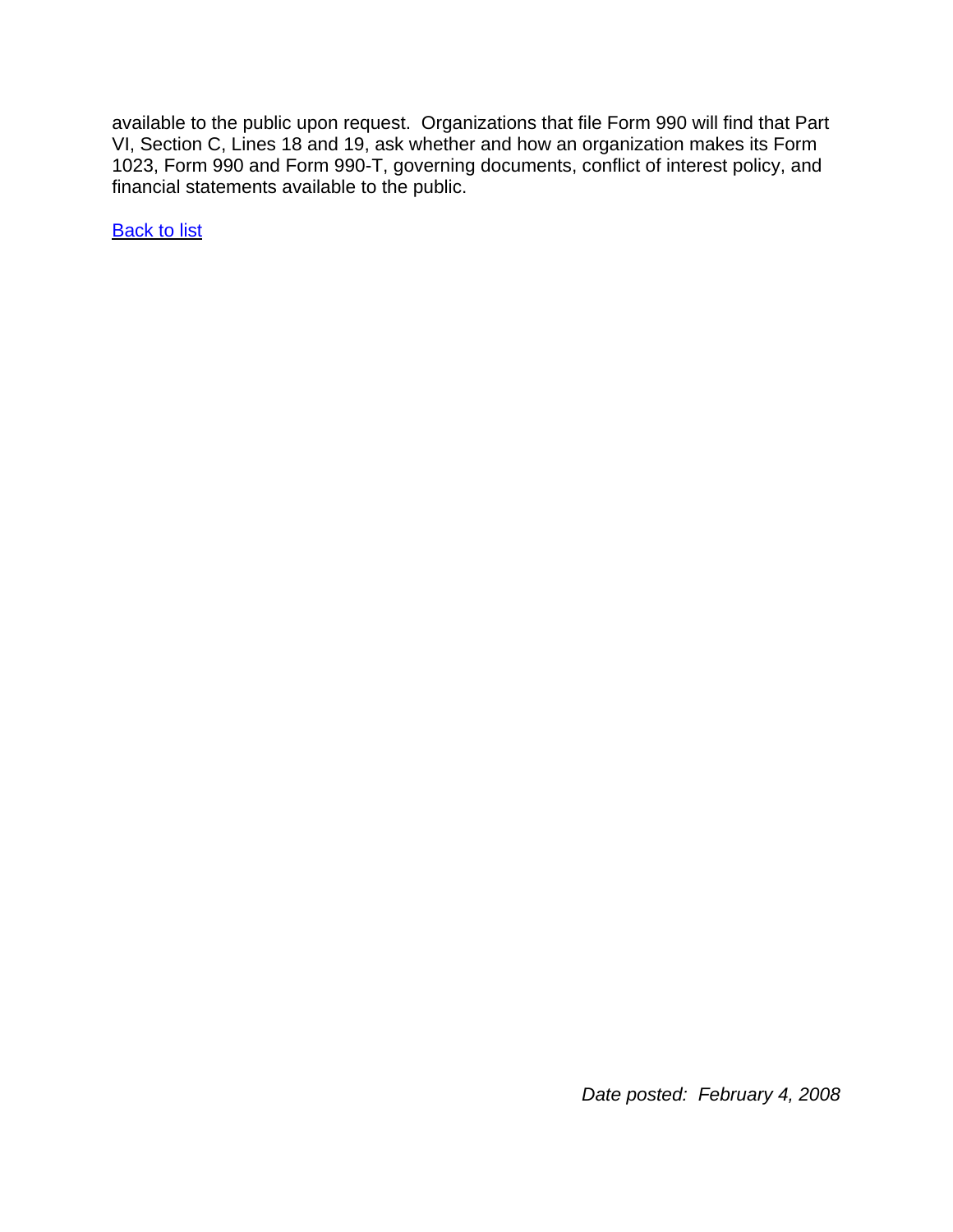available to the public upon request. Organizations that file Form 990 will find that Part VI, Section C, Lines 18 and 19, ask whether and how an organization makes its Form 1023, Form 990 and Form 990-T, governing documents, conflict of interest policy, and financial statements available to the public.

Back to list

*Date posted: February 4, 2008*